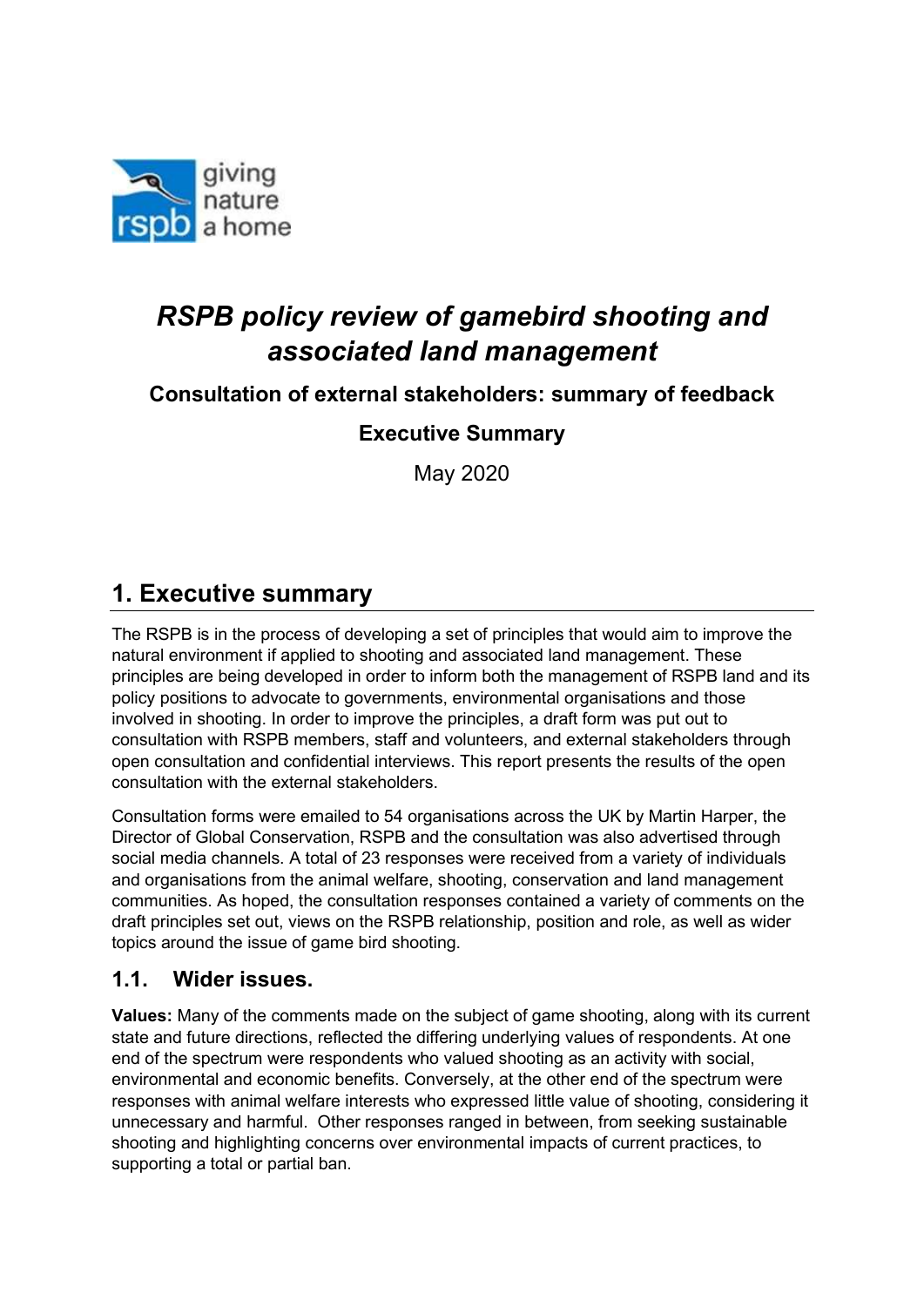# *RSPB policy review of gamebird shooting and associated land management*

**Consultation of external stakeholders: summary of feedback**

**Executive Summary**

May 2020

## 1. Executive summary

The RSPB is in the process of developing a set of principles that would aim to improve the natural environment if applied to shooting and associated land management. These principles are being developed in order to inform both the management of RSPB land and its policy positions to advocate to governments, environmental organisations and those involved in shooting. In order to improve the principles, a draft form was put out to consultation with RSPB members, staff and volunteers, and external stakeholders through open consultation and confidential interviews. This report presents the results of the open consultation with the external stakeholders.

Consultation forms were emailed to 54 organisations across the UK by Martin Harper, the Director of Global Conservation, RSPB and the consultation was also advertised through social media channels. A total of 23 responses were received from a variety of individuals and organisations from the animal welfare, shooting, conservation and land management communities. As hoped, the consultation responses contained a variety of comments on the draft principles set out, views on the RSPB relationship, position and role, as well as wider topics around the issue of game bird shooting.

### 1.1. Wider issues.

**Values:** Many of the comments made on the subject of game shooting, along with its current state and future directions, reflected the differing underlying values of respondents. At one end of the spectrum were respondents who valued shooting as an activity with social, environmental and economic benefits. Conversely, at the other end of the spectrum were responses with animal welfare interests who expressed little value of shooting, considering it unnecessary and harmful. Other responses ranged in between, from seeking sustainable shooting and highlighting concerns over environmental impacts of current practices, to supporting a total or partial ban.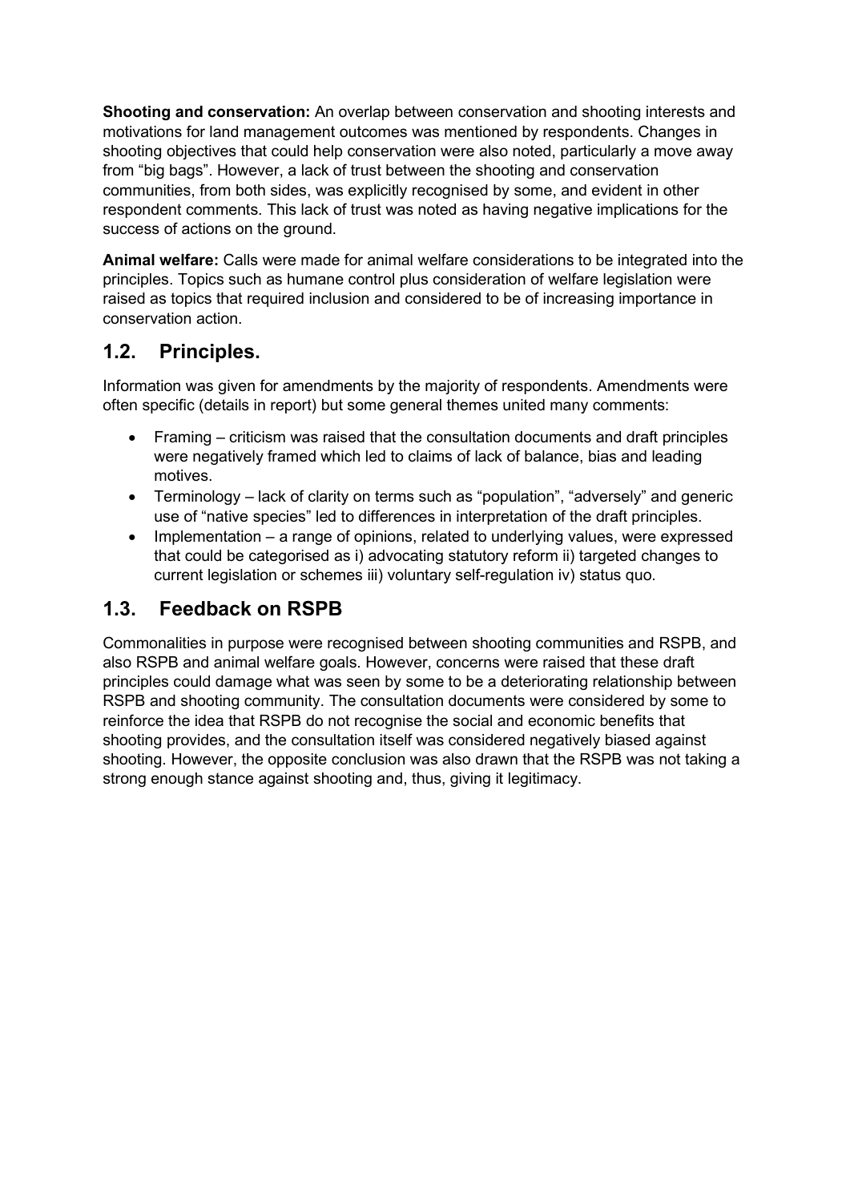**Shooting and conservation:** An overlap between conservation and shooting interests and motivations for land management outcomes was mentioned by respondents. Changes in shooting objectives that could help conservation were also noted, particularly a move away from "big bags". However, a lack of trust between the shooting and conservation communities, from both sides, was explicitly recognised by some, and evident in other respondent comments. This lack of trust was noted as having negative implications for the success of actions on the ground.

**Animal welfare:** Calls were made for animal welfare considerations to be integrated into the principles. Topics such as humane control plus consideration of welfare legislation were raised as topics that required inclusion and considered to be of increasing importance in conservation action.

## 1.2. Principles.

Information was given for amendments by the majority of respondents. Amendments were often specific (details in report) but some general themes united many comments:

- Framing – criticism was raised that the consultation documents and draft principles were negatively framed which led to claims of lack of balance, bias and leading motives.
- Terminology – lack of clarity on terms such as "population", "adversely" and generic use of "native species" led to differences in interpretation of the draft principles.
- Implementation – a range of opinions, related to underlying values, were expressed that could be categorised as i) advocating statutory reform ii) targeted changes to current legislation or schemes iii) voluntary self-regulation iv) status quo.

## 1.3. Feedback on RSPB

Commonalities in purpose were recognised between shooting communities and RSPB, and also RSPB and animal welfare goals. However, concerns were raised that these draft principles could damage what was seen by some to be a deteriorating relationship between RSPB and shooting community. The consultation documents were considered by some to reinforce the idea that RSPB do not recognise the social and economic benefits that shooting provides, and the consultation itself was considered negatively biased against shooting. However, the opposite conclusion was also drawn that the RSPB was not taking a strong enough stance against shooting and, thus, giving it legitimacy.